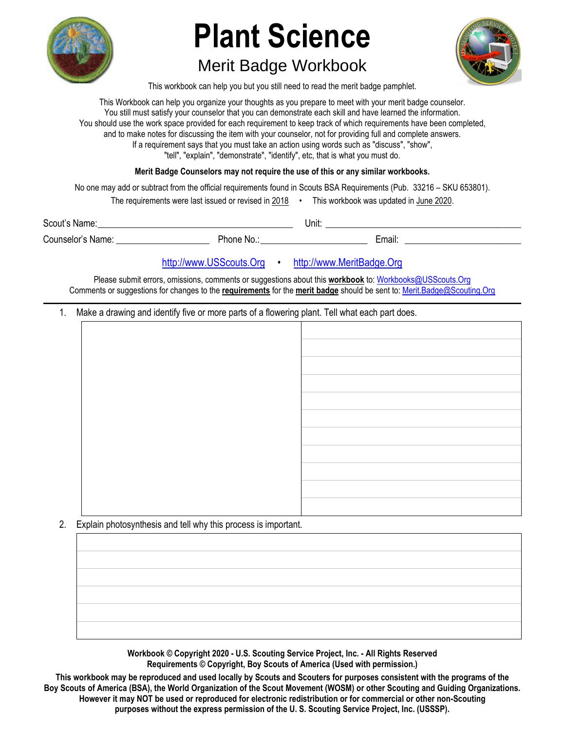# Plant Science

## Merit Badge Workbook

This workbook can help you but you still need to read the merit badge pamphlet.

This Workbook can help you organize your thoughts as you prepare to meet with your merit badge counselor.
You still must satisfy your counselor that you can demonstrate each skill and have learned the information.
You should use the work space provided for each requirement to keep track of which requirements have been completed,
and to make notes for discussing the item with your counselor, not for providing full and complete answers.
If a requirement says that you must take an action using words such as "discuss", "show",
"tell", "explain", "demonstrate", "identify", etc, that is what you must do.

**Merit Badge Counselors may not require the use of this or any similar workbooks.**

No one may add or subtract from the official requirements found in Scouts BSA Requirements (Pub. 33216 – SKU 653801).

The requirements were last issued or revised in 2018 • This workbook was updated in June 2020.

Scout's Name:\_\_\_\_\_\_\_\_\_\_\_\_\_\_\_\_\_\_\_\_ Unit: \_\_\_\_\_\_\_\_\_\_\_\_\_\_\_\_\_\_\_\_

Counselor's Name: \_\_\_\_\_\_\_\_\_\_\_\_\_\_ Phone No.:\_\_\_\_\_\_\_\_\_\_\_\_\_\_ Email: \_\_\_\_\_\_\_\_\_\_\_\_\_\_

http://www.USScouts.Org • http://www.MeritBadge.Org

Please submit errors, omissions, comments or suggestions about this **workbook** to: Workbooks@USScouts.Org
Comments or suggestions for changes to the **requirements** for the **merit badge** should be sent to: Merit.Badge@Scouting.Org

---

1. Make a drawing and identify five or more parts of a flowering plant. Tell what each part does.

2. Explain photosynthesis and tell why this process is important.

**Workbook © Copyright 2020 - U.S. Scouting Service Project, Inc. - All Rights Reserved**
**Requirements © Copyright, Boy Scouts of America (Used with permission.)**

**This workbook may be reproduced and used locally by Scouts and Scouters for purposes consistent with the programs of the Boy Scouts of America (BSA), the World Organization of the Scout Movement (WOSM) or other Scouting and Guiding Organizations. However it may NOT be used or reproduced for electronic redistribution or for commercial or other non-Scouting purposes without the express permission of the U. S. Scouting Service Project, Inc. (USSSP).**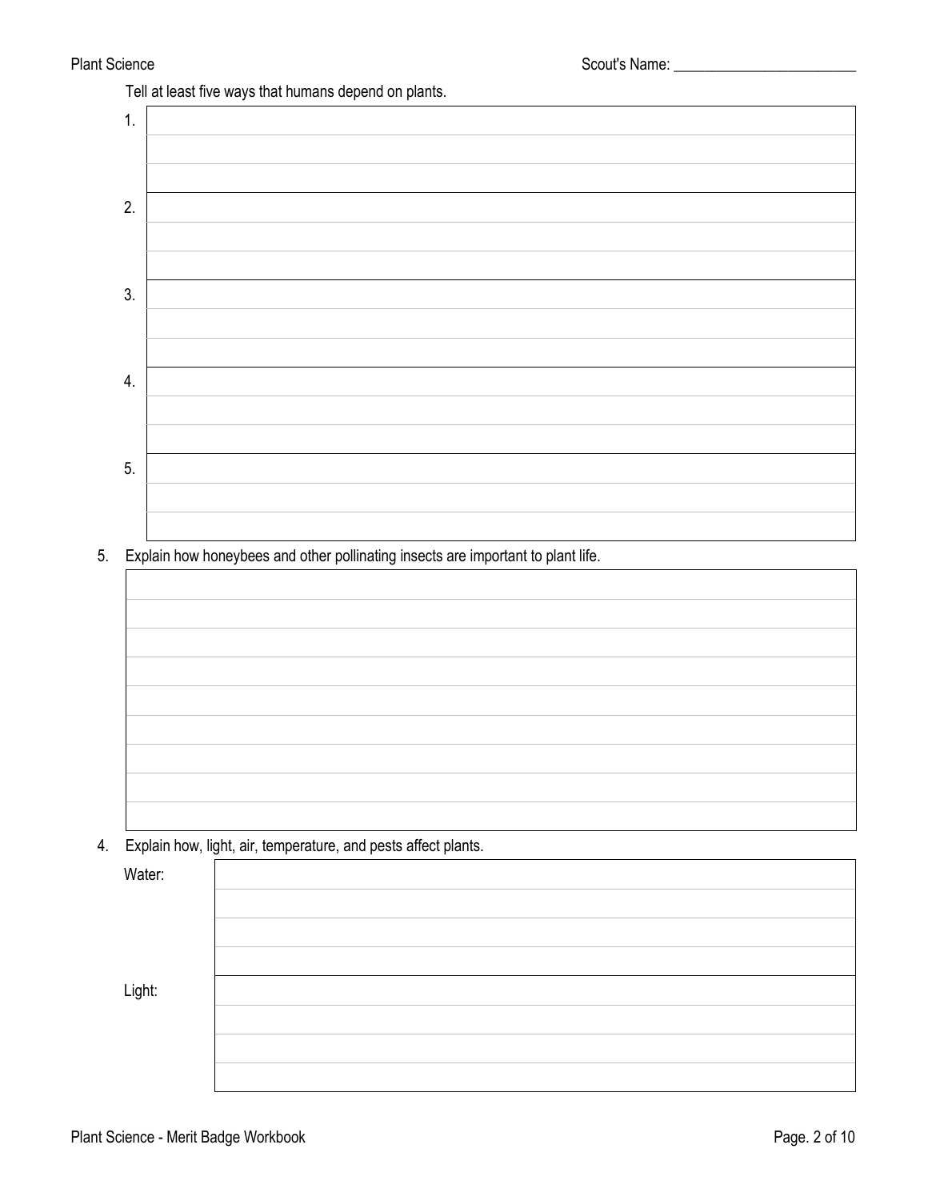Tell at least five ways that humans depend on plants.

1.

2.

3.

4.

5.

5. Explain how honeybees and other pollinating insects are important to plant life.

4. Explain how, light, air, temperature, and pests affect plants.

Water:

Light: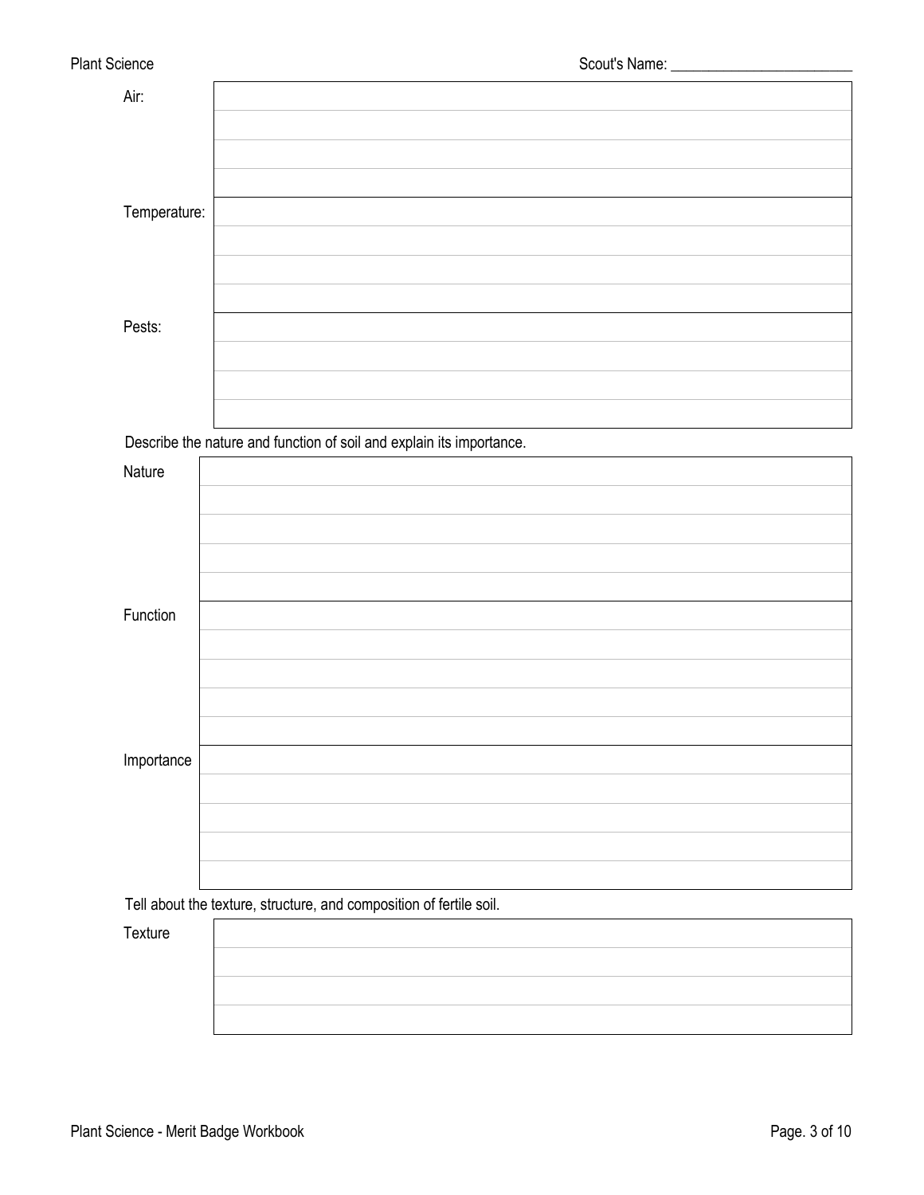Air:

Temperature:

Pests:

Describe the nature and function of soil and explain its importance.

Nature

Function

Importance

Tell about the texture, structure, and composition of fertile soil.

Texture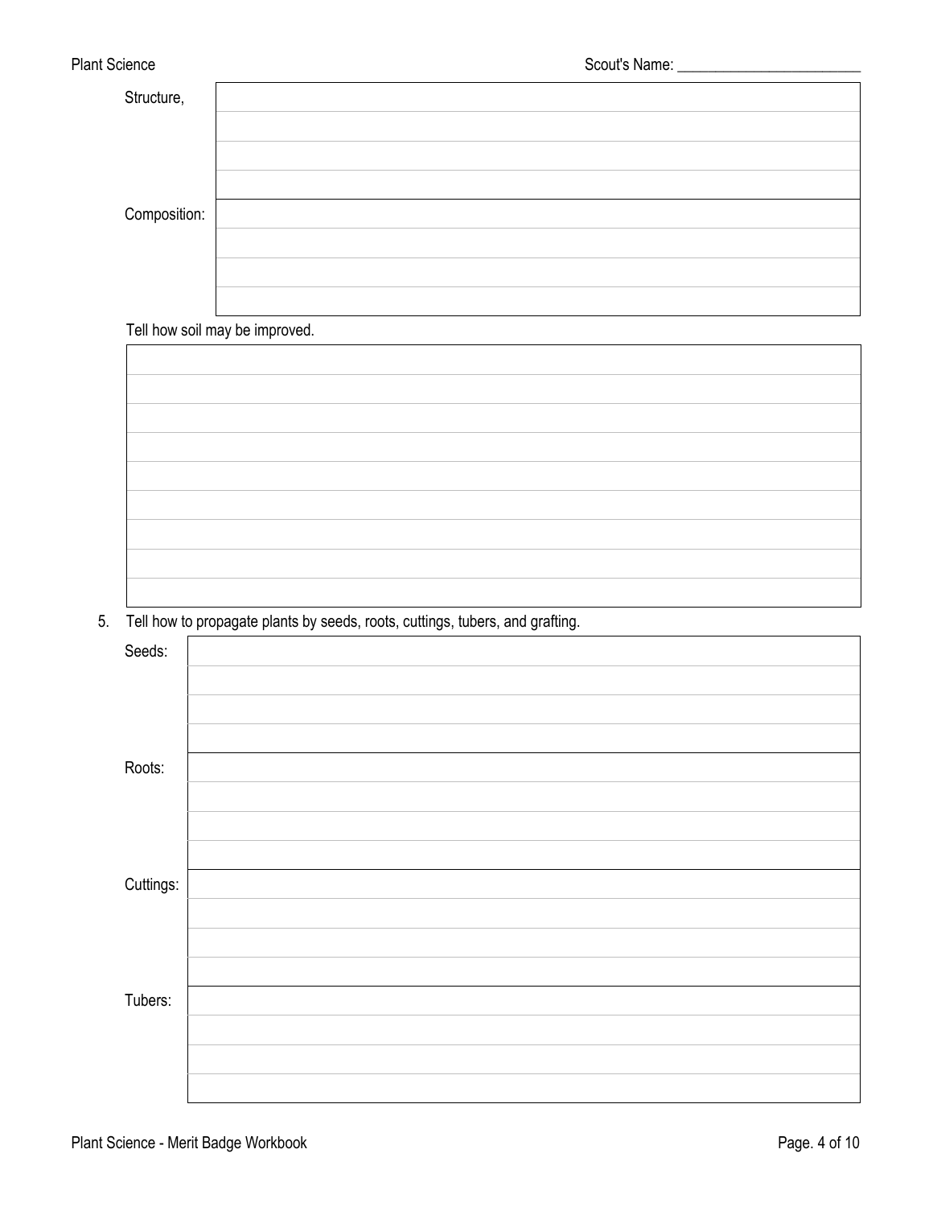Structure,

Composition:

Tell how soil may be improved.

5. Tell how to propagate plants by seeds, roots, cuttings, tubers, and grafting.

Seeds:

Roots:

Cuttings:

Tubers: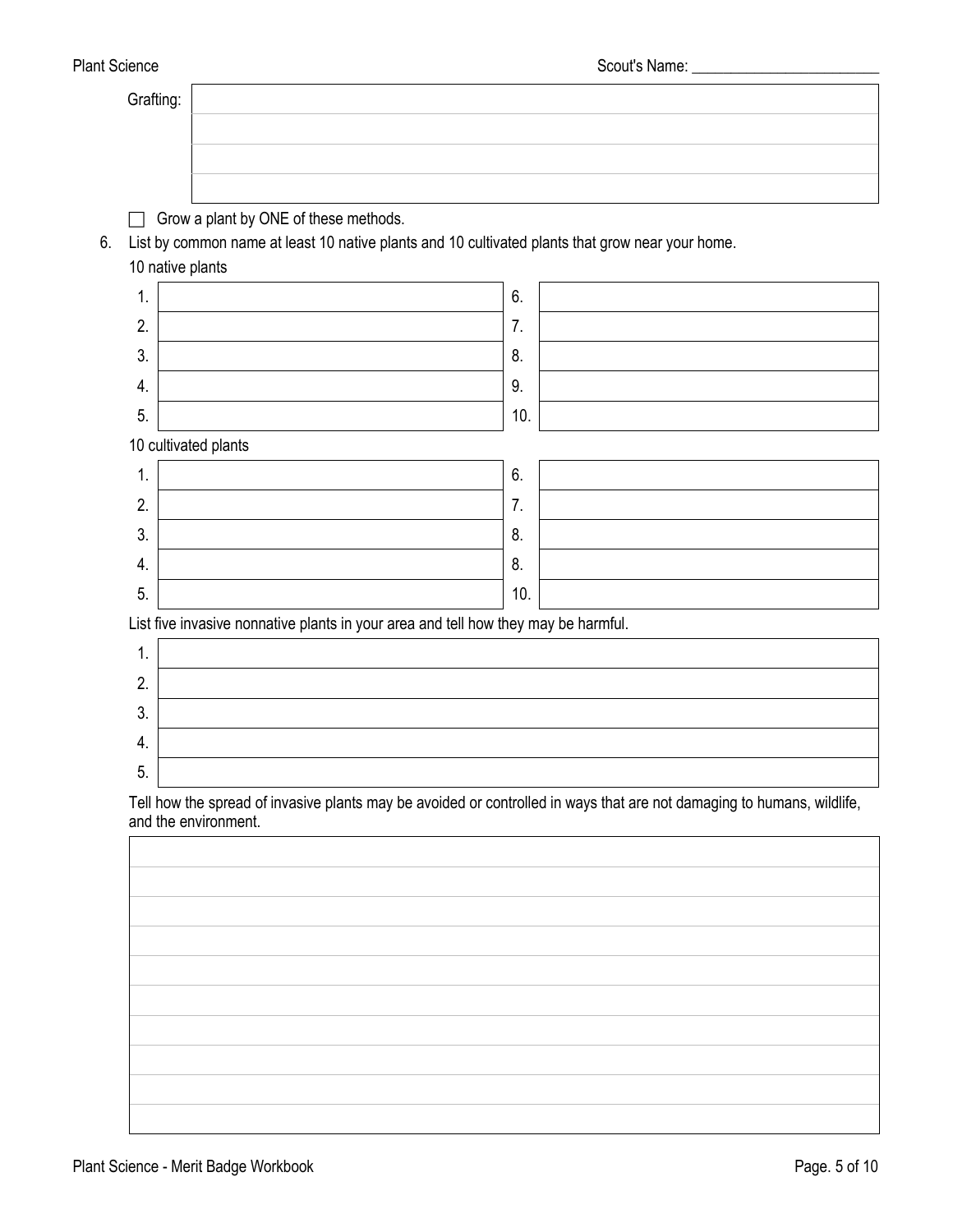Grafting:

| |
|---|
| |
| |
| |
| |

☐ Grow a plant by ONE of these methods.

6. List by common name at least 10 native plants and 10 cultivated plants that grow near your home.

10 native plants

| | | | |
|---|---|---|---|
| 1. | | 6. | |
| 2. | | 7. | |
| 3. | | 8. | |
| 4. | | 9. | |
| 5. | | 10. | |

10 cultivated plants

| | | | |
|---|---|---|---|
| 1. | | 6. | |
| 2. | | 7. | |
| 3. | | 8. | |
| 4. | | 8. | |
| 5. | | 10. | |

List five invasive nonnative plants in your area and tell how they may be harmful.

| | |
|---|---|
| 1. | |
| 2. | |
| 3. | |
| 4. | |
| 5. | |

Tell how the spread of invasive plants may be avoided or controlled in ways that are not damaging to humans, wildlife, and the environment.

| |
|---|
| |
| |
| |
| |
| |
| |
| |
| |
| |
| |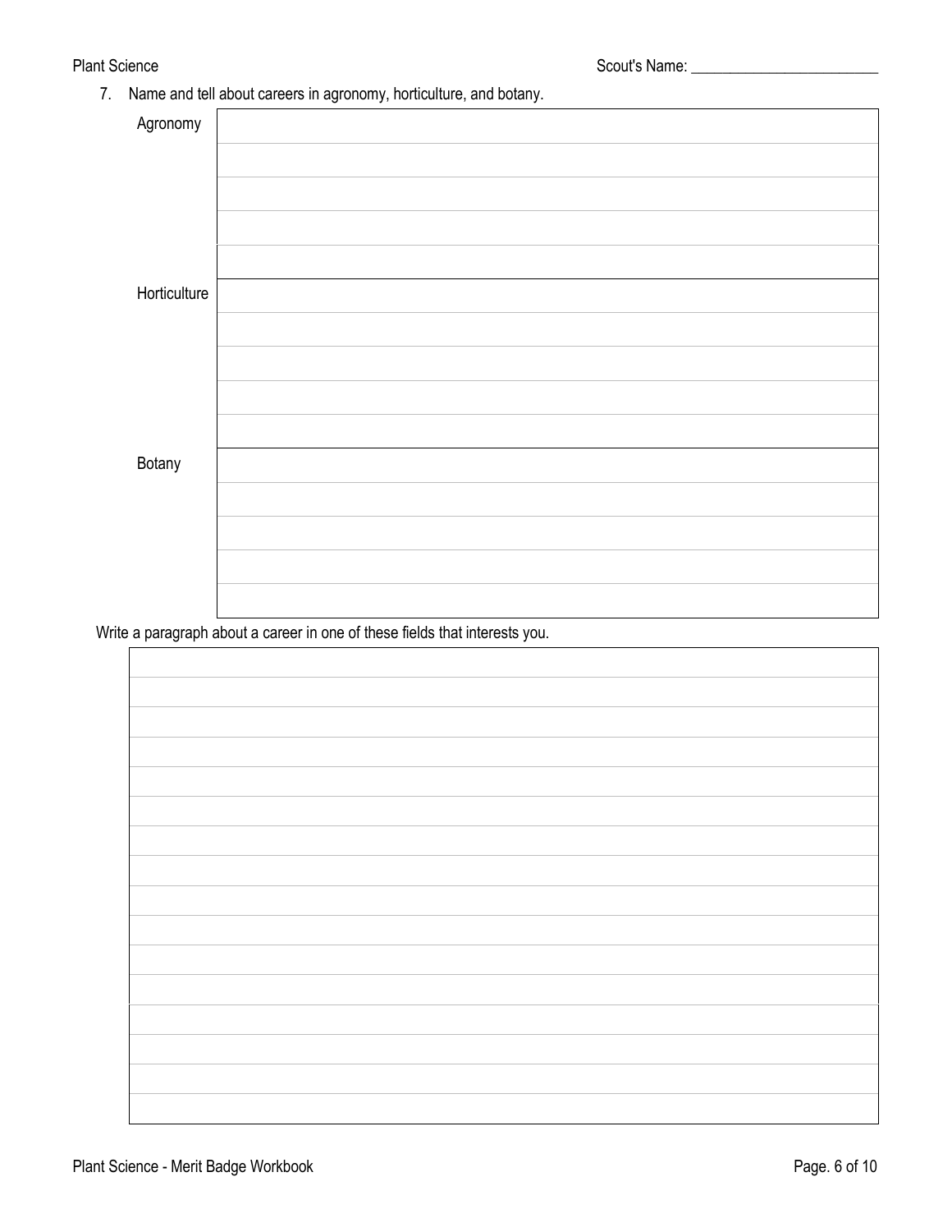Scout's Name: ________________________

7. Name and tell about careers in agronomy, horticulture, and botany.

| | |
|---|---|
| Agronomy | |
| | |
| | |
| | |
| | |
| Horticulture | |
| | |
| | |
| | |
| | |
| Botany | |
| | |
| | |
| | |
| | |

Write a paragraph about a career in one of these fields that interests you.

| |
|---|
| |
| |
| |
| |
| |
| |
| |
| |
| |
| |
| |
| |
| |
| |
| |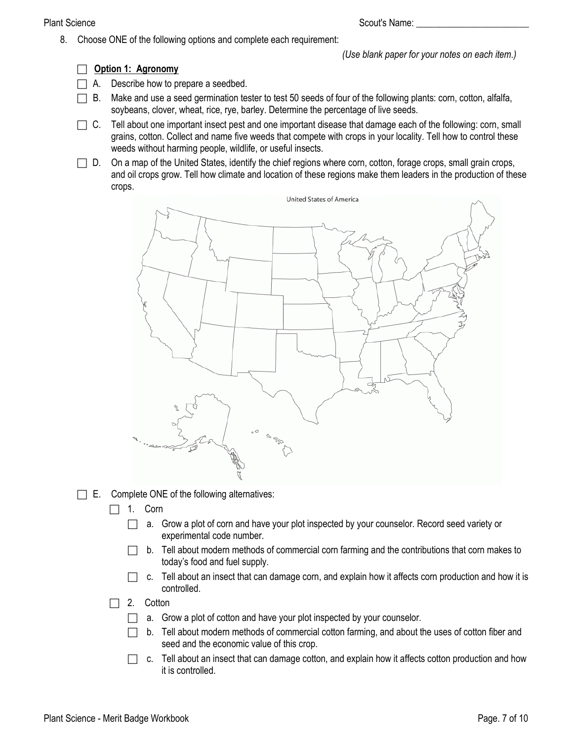8. Choose ONE of the following options and complete each requirement:

*(Use blank paper for your notes on each item.)*

☐ **Option 1: Agronomy**

☐ A. Describe how to prepare a seedbed.

☐ B. Make and use a seed germination tester to test 50 seeds of four of the following plants: corn, cotton, alfalfa, soybeans, clover, wheat, rice, rye, barley. Determine the percentage of live seeds.

☐ C. Tell about one important insect pest and one important disease that damage each of the following: corn, small grains, cotton. Collect and name five weeds that compete with crops in your locality. Tell how to control these weeds without harming people, wildlife, or useful insects.

☐ D. On a map of the United States, identify the chief regions where corn, cotton, forage crops, small grain crops, and oil crops grow. Tell how climate and location of these regions make them leaders in the production of these crops.

United States of America

☐ E. Complete ONE of the following alternatives:

☐ 1. Corn

☐ a. Grow a plot of corn and have your plot inspected by your counselor. Record seed variety or experimental code number.

☐ b. Tell about modern methods of commercial corn farming and the contributions that corn makes to today's food and fuel supply.

☐ c. Tell about an insect that can damage corn, and explain how it affects corn production and how it is controlled.

☐ 2. Cotton

☐ a. Grow a plot of cotton and have your plot inspected by your counselor.

☐ b. Tell about modern methods of commercial cotton farming, and about the uses of cotton fiber and seed and the economic value of this crop.

☐ c. Tell about an insect that can damage cotton, and explain how it affects cotton production and how it is controlled.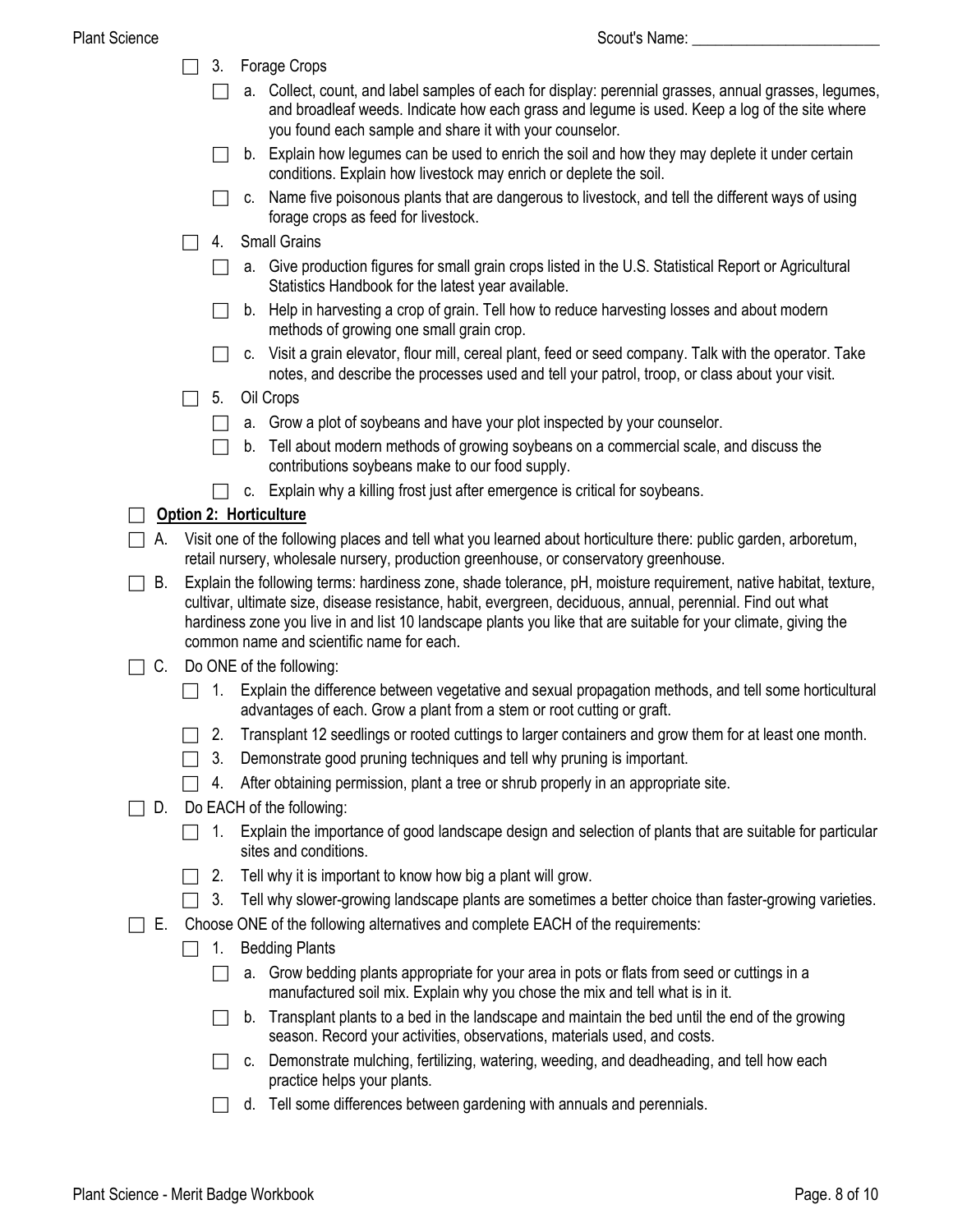- [ ] 3. Forage Crops
  - [ ] a. Collect, count, and label samples of each for display: perennial grasses, annual grasses, legumes, and broadleaf weeds. Indicate how each grass and legume is used. Keep a log of the site where you found each sample and share it with your counselor.
  - [ ] b. Explain how legumes can be used to enrich the soil and how they may deplete it under certain conditions. Explain how livestock may enrich or deplete the soil.
  - [ ] c. Name five poisonous plants that are dangerous to livestock, and tell the different ways of using forage crops as feed for livestock.
- [ ] 4. Small Grains
  - [ ] a. Give production figures for small grain crops listed in the U.S. Statistical Report or Agricultural Statistics Handbook for the latest year available.
  - [ ] b. Help in harvesting a crop of grain. Tell how to reduce harvesting losses and about modern methods of growing one small grain crop.
  - [ ] c. Visit a grain elevator, flour mill, cereal plant, feed or seed company. Talk with the operator. Take notes, and describe the processes used and tell your patrol, troop, or class about your visit.
- [ ] 5. Oil Crops
  - [ ] a. Grow a plot of soybeans and have your plot inspected by your counselor.
  - [ ] b. Tell about modern methods of growing soybeans on a commercial scale, and discuss the contributions soybeans make to our food supply.
  - [ ] c. Explain why a killing frost just after emergence is critical for soybeans.

- [ ] **Option 2: Horticulture**

- [ ] A. Visit one of the following places and tell what you learned about horticulture there: public garden, arboretum, retail nursery, wholesale nursery, production greenhouse, or conservatory greenhouse.
- [ ] B. Explain the following terms: hardiness zone, shade tolerance, pH, moisture requirement, native habitat, texture, cultivar, ultimate size, disease resistance, habit, evergreen, deciduous, annual, perennial. Find out what hardiness zone you live in and list 10 landscape plants you like that are suitable for your climate, giving the common name and scientific name for each.
- [ ] C. Do ONE of the following:
  - [ ] 1. Explain the difference between vegetative and sexual propagation methods, and tell some horticultural advantages of each. Grow a plant from a stem or root cutting or graft.
  - [ ] 2. Transplant 12 seedlings or rooted cuttings to larger containers and grow them for at least one month.
  - [ ] 3. Demonstrate good pruning techniques and tell why pruning is important.
  - [ ] 4. After obtaining permission, plant a tree or shrub properly in an appropriate site.
- [ ] D. Do EACH of the following:
  - [ ] 1. Explain the importance of good landscape design and selection of plants that are suitable for particular sites and conditions.
  - [ ] 2. Tell why it is important to know how big a plant will grow.
  - [ ] 3. Tell why slower-growing landscape plants are sometimes a better choice than faster-growing varieties.
- [ ] E. Choose ONE of the following alternatives and complete EACH of the requirements:
  - [ ] 1. Bedding Plants
    - [ ] a. Grow bedding plants appropriate for your area in pots or flats from seed or cuttings in a manufactured soil mix. Explain why you chose the mix and tell what is in it.
    - [ ] b. Transplant plants to a bed in the landscape and maintain the bed until the end of the growing season. Record your activities, observations, materials used, and costs.
    - [ ] c. Demonstrate mulching, fertilizing, watering, weeding, and deadheading, and tell how each practice helps your plants.
    - [ ] d. Tell some differences between gardening with annuals and perennials.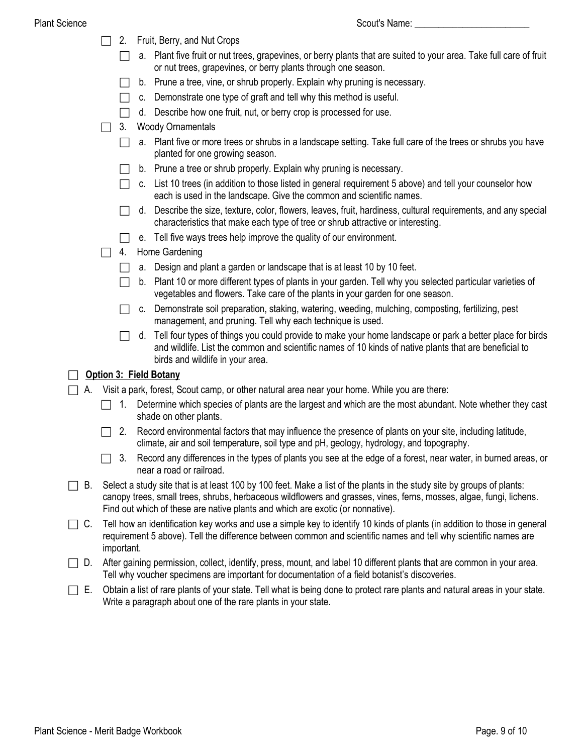- [ ] 2. Fruit, Berry, and Nut Crops
  - [ ] a. Plant five fruit or nut trees, grapevines, or berry plants that are suited to your area. Take full care of fruit or nut trees, grapevines, or berry plants through one season.
  - [ ] b. Prune a tree, vine, or shrub properly. Explain why pruning is necessary.
  - [ ] c. Demonstrate one type of graft and tell why this method is useful.
  - [ ] d. Describe how one fruit, nut, or berry crop is processed for use.
- [ ] 3. Woody Ornamentals
  - [ ] a. Plant five or more trees or shrubs in a landscape setting. Take full care of the trees or shrubs you have planted for one growing season.
  - [ ] b. Prune a tree or shrub properly. Explain why pruning is necessary.
  - [ ] c. List 10 trees (in addition to those listed in general requirement 5 above) and tell your counselor how each is used in the landscape. Give the common and scientific names.
  - [ ] d. Describe the size, texture, color, flowers, leaves, fruit, hardiness, cultural requirements, and any special characteristics that make each type of tree or shrub attractive or interesting.
  - [ ] e. Tell five ways trees help improve the quality of our environment.
- [ ] 4. Home Gardening
  - [ ] a. Design and plant a garden or landscape that is at least 10 by 10 feet.
  - [ ] b. Plant 10 or more different types of plants in your garden. Tell why you selected particular varieties of vegetables and flowers. Take care of the plants in your garden for one season.
  - [ ] c. Demonstrate soil preparation, staking, watering, weeding, mulching, composting, fertilizing, pest management, and pruning. Tell why each technique is used.
  - [ ] d. Tell four types of things you could provide to make your home landscape or park a better place for birds and wildlife. List the common and scientific names of 10 kinds of native plants that are beneficial to birds and wildlife in your area.

- [ ] **<u>Option 3: Field Botany</u>**

- [ ] A. Visit a park, forest, Scout camp, or other natural area near your home. While you are there:
  - [ ] 1. Determine which species of plants are the largest and which are the most abundant. Note whether they cast shade on other plants.
  - [ ] 2. Record environmental factors that may influence the presence of plants on your site, including latitude, climate, air and soil temperature, soil type and pH, geology, hydrology, and topography.
  - [ ] 3. Record any differences in the types of plants you see at the edge of a forest, near water, in burned areas, or near a road or railroad.
- [ ] B. Select a study site that is at least 100 by 100 feet. Make a list of the plants in the study site by groups of plants: canopy trees, small trees, shrubs, herbaceous wildflowers and grasses, vines, ferns, mosses, algae, fungi, lichens. Find out which of these are native plants and which are exotic (or nonnative).
- [ ] C. Tell how an identification key works and use a simple key to identify 10 kinds of plants (in addition to those in general requirement 5 above). Tell the difference between common and scientific names and tell why scientific names are important.
- [ ] D. After gaining permission, collect, identify, press, mount, and label 10 different plants that are common in your area. Tell why voucher specimens are important for documentation of a field botanist's discoveries.
- [ ] E. Obtain a list of rare plants of your state. Tell what is being done to protect rare plants and natural areas in your state. Write a paragraph about one of the rare plants in your state.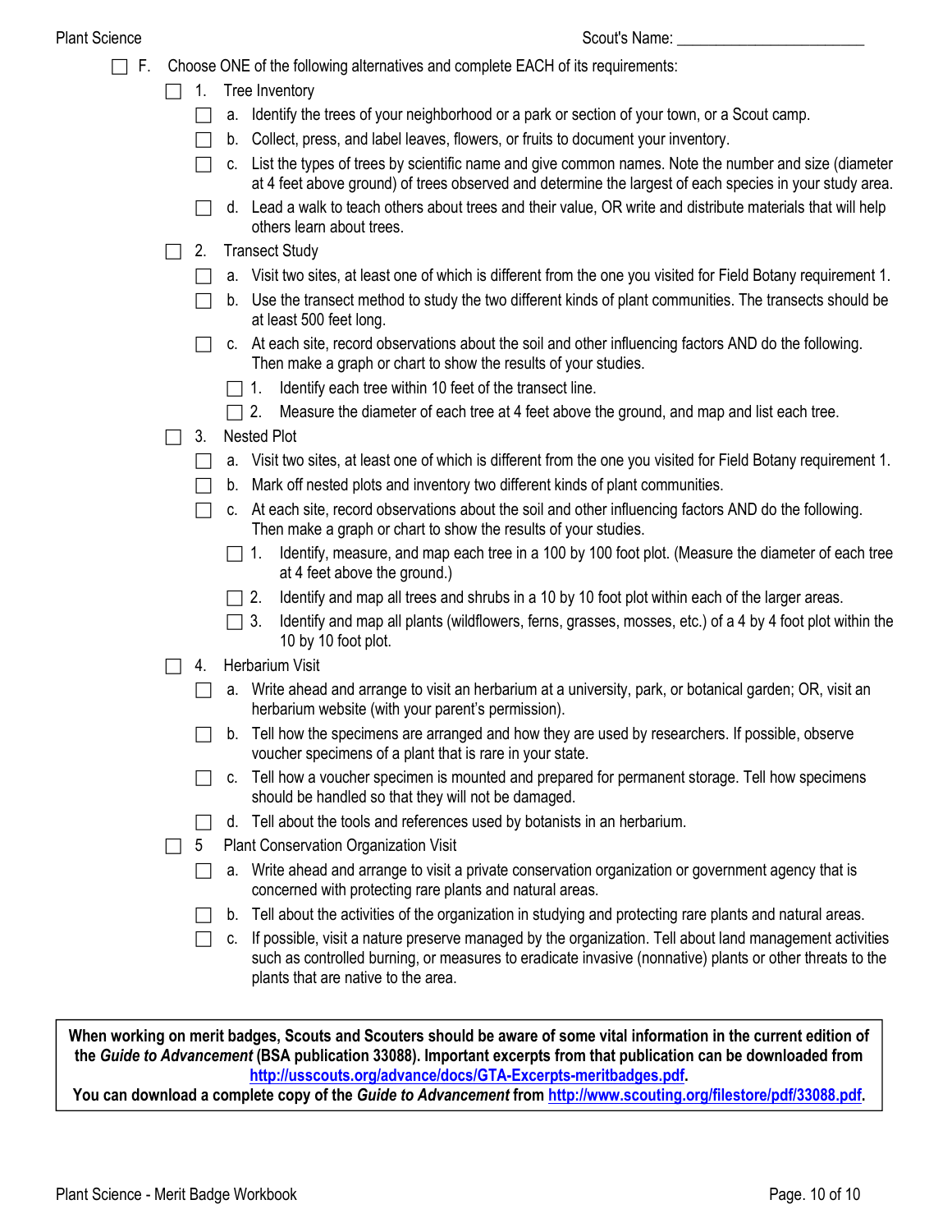- [ ] F. Choose ONE of the following alternatives and complete EACH of its requirements:
  - [ ] 1. Tree Inventory
    - [ ] a. Identify the trees of your neighborhood or a park or section of your town, or a Scout camp.
    - [ ] b. Collect, press, and label leaves, flowers, or fruits to document your inventory.
    - [ ] c. List the types of trees by scientific name and give common names. Note the number and size (diameter at 4 feet above ground) of trees observed and determine the largest of each species in your study area.
    - [ ] d. Lead a walk to teach others about trees and their value, OR write and distribute materials that will help others learn about trees.
  - [ ] 2. Transect Study
    - [ ] a. Visit two sites, at least one of which is different from the one you visited for Field Botany requirement 1.
    - [ ] b. Use the transect method to study the two different kinds of plant communities. The transects should be at least 500 feet long.
    - [ ] c. At each site, record observations about the soil and other influencing factors AND do the following. Then make a graph or chart to show the results of your studies.
      - [ ] 1. Identify each tree within 10 feet of the transect line.
      - [ ] 2. Measure the diameter of each tree at 4 feet above the ground, and map and list each tree.
  - [ ] 3. Nested Plot
    - [ ] a. Visit two sites, at least one of which is different from the one you visited for Field Botany requirement 1.
    - [ ] b. Mark off nested plots and inventory two different kinds of plant communities.
    - [ ] c. At each site, record observations about the soil and other influencing factors AND do the following. Then make a graph or chart to show the results of your studies.
      - [ ] 1. Identify, measure, and map each tree in a 100 by 100 foot plot. (Measure the diameter of each tree at 4 feet above the ground.)
      - [ ] 2. Identify and map all trees and shrubs in a 10 by 10 foot plot within each of the larger areas.
      - [ ] 3. Identify and map all plants (wildflowers, ferns, grasses, mosses, etc.) of a 4 by 4 foot plot within the 10 by 10 foot plot.
  - [ ] 4. Herbarium Visit
    - [ ] a. Write ahead and arrange to visit an herbarium at a university, park, or botanical garden; OR, visit an herbarium website (with your parent's permission).
    - [ ] b. Tell how the specimens are arranged and how they are used by researchers. If possible, observe voucher specimens of a plant that is rare in your state.
    - [ ] c. Tell how a voucher specimen is mounted and prepared for permanent storage. Tell how specimens should be handled so that they will not be damaged.
    - [ ] d. Tell about the tools and references used by botanists in an herbarium.
  - [ ] 5 Plant Conservation Organization Visit
    - [ ] a. Write ahead and arrange to visit a private conservation organization or government agency that is concerned with protecting rare plants and natural areas.
    - [ ] b. Tell about the activities of the organization in studying and protecting rare plants and natural areas.
    - [ ] c. If possible, visit a nature preserve managed by the organization. Tell about land management activities such as controlled burning, or measures to eradicate invasive (nonnative) plants or other threats to the plants that are native to the area.

**When working on merit badges, Scouts and Scouters should be aware of some vital information in the current edition of the *Guide to Advancement* (BSA publication 33088). Important excerpts from that publication can be downloaded from http://usscouts.org/advance/docs/GTA-Excerpts-meritbadges.pdf.**
**You can download a complete copy of the *Guide to Advancement* from http://www.scouting.org/filestore/pdf/33088.pdf.**